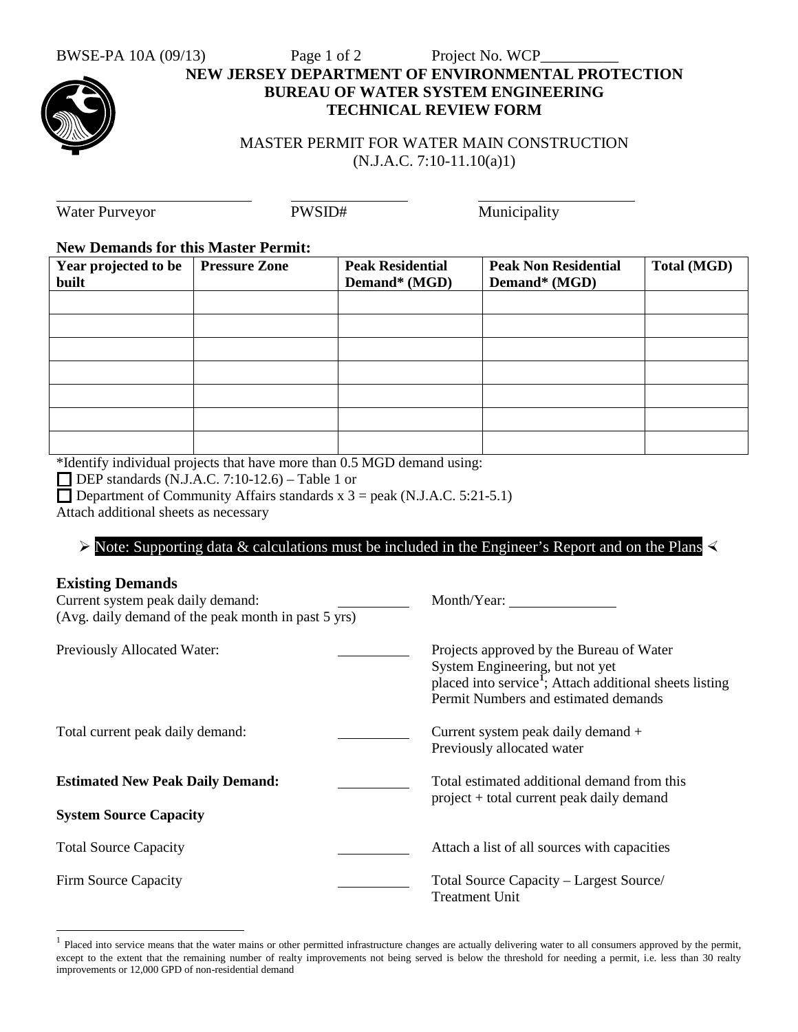BWSE-PA 10A (09/13) Project No. WCP__________

# NEW JERSEY DEPARTMENT OF ENVIRONMENTAL PROTECTION

## BUREAU OF WATER SYSTEM ENGINEERING

## TECHNICAL REVIEW FORM

MASTER PERMIT FOR WATER MAIN CONSTRUCTION
(N.J.A.C. 7:10-11.10(a)1)

| Water Purveyor | PWSID# | Municipality |
|---|---|---|
| | | |

**New Demands for this Master Permit:**

| Year projected to be built | Pressure Zone | Peak Residential Demand* (MGD) | Peak Non Residential Demand* (MGD) | Total (MGD) |
|---|---|---|---|---|
| | | | | |
| | | | | |
| | | | | |
| | | | | |
| | | | | |
| | | | | |
| | | | | |

*Identify individual projects that have more than 0.5 MGD demand using:

☐ DEP standards (N.J.A.C. 7:10-12.6) – Table 1 or

☐ Department of Community Affairs standards x 3 = peak (N.J.A.C. 5:21-5.1)

Attach additional sheets as necessary

➢ **Note: Supporting data & calculations must be included in the Engineer's Report and on the Plans** ➣

**Existing Demands**

Current system peak daily demand: __________ Month/Year: __________
(Avg. daily demand of the peak month in past 5 yrs)

Previously Allocated Water: __________ Projects approved by the Bureau of Water System Engineering, but not yet placed into service[1]; Attach additional sheets listing Permit Numbers and estimated demands

Total current peak daily demand: __________ Current system peak daily demand + Previously allocated water

**Estimated New Peak Daily Demand:** __________ Total estimated additional demand from this project + total current peak daily demand

**System Source Capacity**

Total Source Capacity __________ Attach a list of all sources with capacities

Firm Source Capacity __________ Total Source Capacity – Largest Source/ Treatment Unit

[1] Placed into service means that the water mains or other permitted infrastructure changes are actually delivering water to all consumers approved by the permit, except to the extent that the remaining number of realty improvements not being served is below the threshold for needing a permit, i.e. less than 30 realty improvements or 12,000 GPD of non-residential demand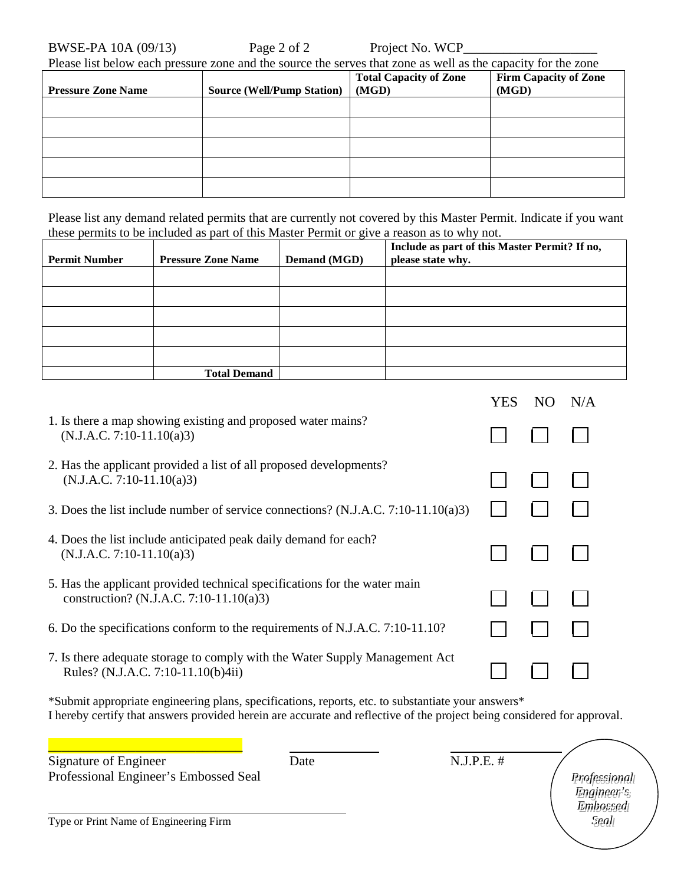BWSE-PA 10A (09/13) Project No. WCP____________________

Please list below each pressure zone and the source the serves that zone as well as the capacity for the zone

| Pressure Zone Name | Source (Well/Pump Station) | Total Capacity of Zone (MGD) | Firm Capacity of Zone (MGD) |
|---|---|---|---|
| | | | |
| | | | |
| | | | |
| | | | |
| | | | |

Please list any demand related permits that are currently not covered by this Master Permit. Indicate if you want these permits to be included as part of this Master Permit or give a reason as to why not.

| Permit Number | Pressure Zone Name | Demand (MGD) | Include as part of this Master Permit? If no, please state why. |
|---|---|---|---|
| | | | |
| | | | |
| | | | |
| | | | |
| | | | |
| | **Total Demand** | | |

| | YES | NO | N/A |
|---|---|---|---|
| 1. Is there a map showing existing and proposed water mains? (N.J.A.C. 7:10-11.10(a)3) | ☐ | ☐ | ☐ |
| 2. Has the applicant provided a list of all proposed developments? (N.J.A.C. 7:10-11.10(a)3) | ☐ | ☐ | ☐ |
| 3. Does the list include number of service connections? (N.J.A.C. 7:10-11.10(a)3) | ☐ | ☐ | ☐ |
| 4. Does the list include anticipated peak daily demand for each? (N.J.A.C. 7:10-11.10(a)3) | ☐ | ☐ | ☐ |
| 5. Has the applicant provided technical specifications for the water main construction? (N.J.A.C. 7:10-11.10(a)3) | ☐ | ☐ | ☐ |
| 6. Do the specifications conform to the requirements of N.J.A.C. 7:10-11.10? | ☐ | ☐ | ☐ |
| 7. Is there adequate storage to comply with the Water Supply Management Act Rules? (N.J.A.C. 7:10-11.10(b)4ii) | ☐ | ☐ | ☐ |

*Submit appropriate engineering plans, specifications, reports, etc. to substantiate your answers*

I hereby certify that answers provided herein are accurate and reflective of the project being considered for approval.

______________________________ ____________ ________________

Signature of Engineer Date N.J.P.E. #

Professional Engineer's Embossed Seal

*Professional Engineer's Embossed Seal*

______________________________________________

Type or Print Name of Engineering Firm